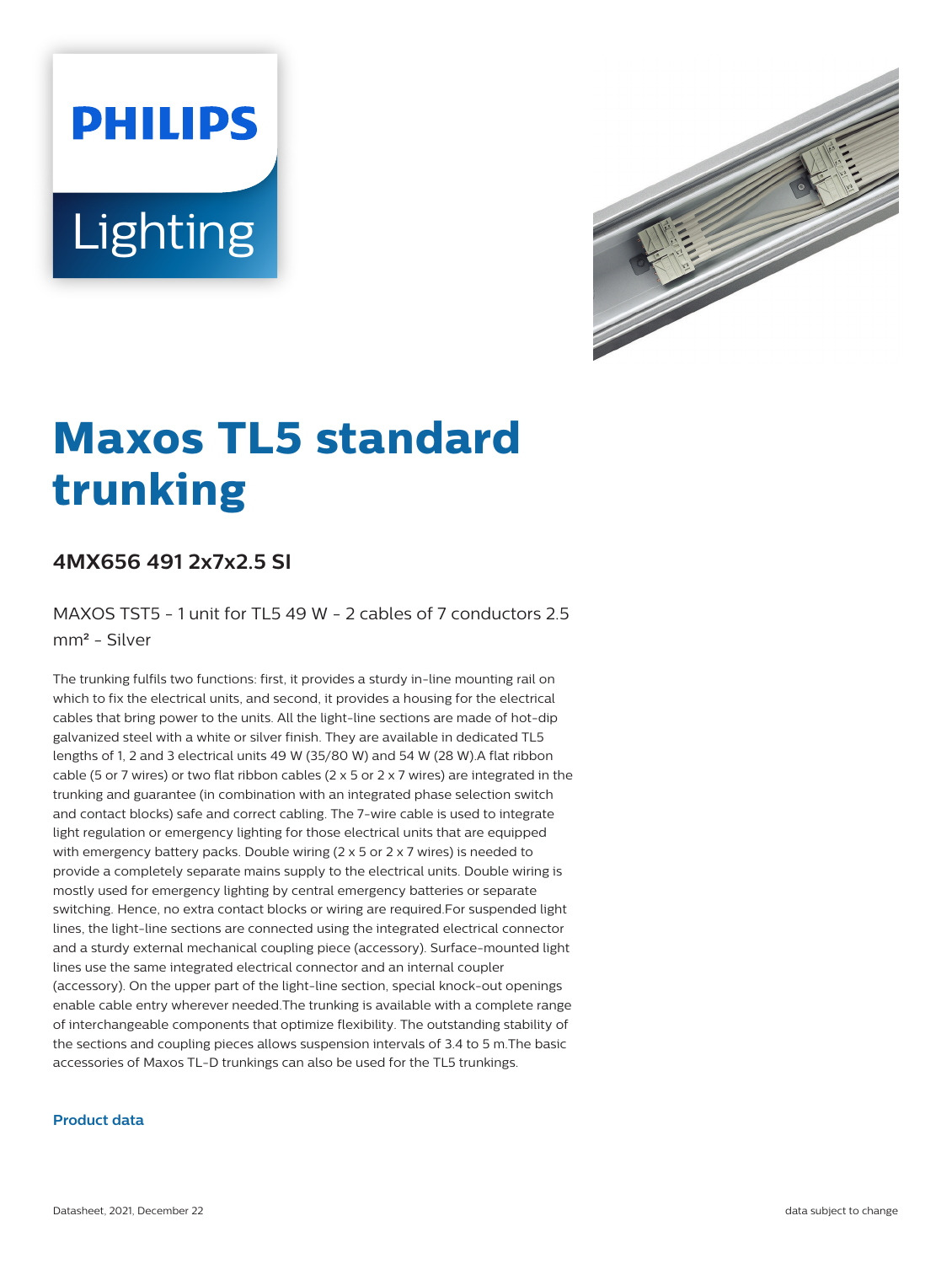PHILIPS

Lighting

# Maxos TL5 standard trunking

## 4MX656 491 2x7x2.5 SI

MAXOS TST5 - 1 unit for TL5 49 W - 2 cables of 7 conductors 2.5 mm² - Silver

The trunking fulfils two functions: first, it provides a sturdy in-line mounting rail on which to fix the electrical units, and second, it provides a housing for the electrical cables that bring power to the units. All the light-line sections are made of hot-dip galvanized steel with a white or silver finish. They are available in dedicated TL5 lengths of 1, 2 and 3 electrical units 49 W (35/80 W) and 54 W (28 W).A flat ribbon cable (5 or 7 wires) or two flat ribbon cables (2 x 5 or 2 x 7 wires) are integrated in the trunking and guarantee (in combination with an integrated phase selection switch and contact blocks) safe and correct cabling. The 7-wire cable is used to integrate light regulation or emergency lighting for those electrical units that are equipped with emergency battery packs. Double wiring (2 x 5 or 2 x 7 wires) is needed to provide a completely separate mains supply to the electrical units. Double wiring is mostly used for emergency lighting by central emergency batteries or separate switching. Hence, no extra contact blocks or wiring are required.For suspended light lines, the light-line sections are connected using the integrated electrical connector and a sturdy external mechanical coupling piece (accessory). Surface-mounted light lines use the same integrated electrical connector and an internal coupler (accessory). On the upper part of the light-line section, special knock-out openings enable cable entry wherever needed.The trunking is available with a complete range of interchangeable components that optimize flexibility. The outstanding stability of the sections and coupling pieces allows suspension intervals of 3.4 to 5 m.The basic accessories of Maxos TL-D trunkings can also be used for the TL5 trunkings.

### Product data

Datasheet, 2021, December 22

data subject to change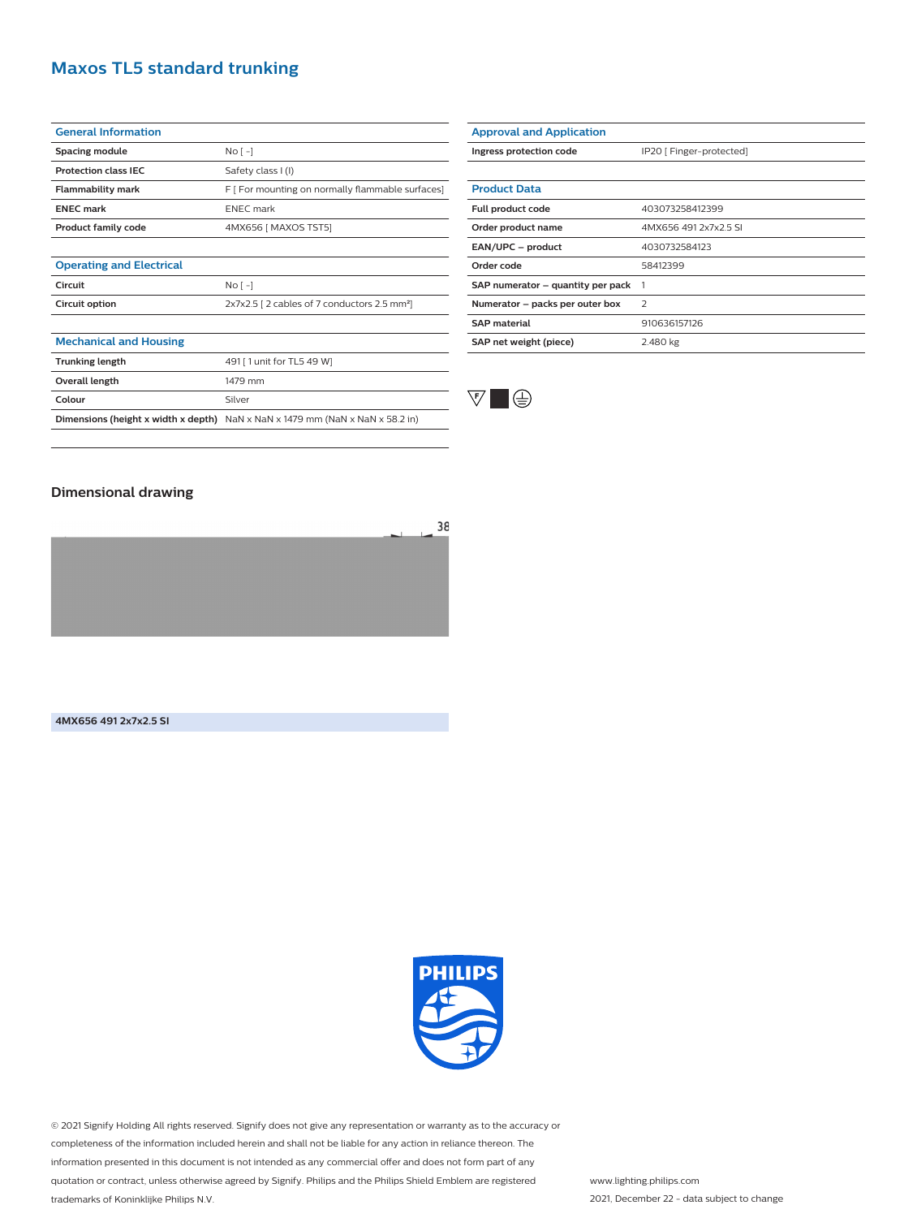# Maxos TL5 standard trunking

| General Information | |
|---|---|
| Spacing module | No [ -] |
| Protection class IEC | Safety class I (I) |
| Flammability mark | F [ For mounting on normally flammable surfaces] |
| ENEC mark | ENEC mark |
| Product family code | 4MX656 [ MAXOS TST5] |

| Operating and Electrical | |
|---|---|
| Circuit | No [ -] |
| Circuit option | 2x7x2.5 [ 2 cables of 7 conductors 2.5 mm²] |

| Mechanical and Housing | |
|---|---|
| Trunking length | 491 [ 1 unit for TL5 49 W] |
| Overall length | 1479 mm |
| Colour | Silver |
| Dimensions (height x width x depth) | NaN x NaN x 1479 mm (NaN x NaN x 58.2 in) |

| Approval and Application | |
|---|---|
| Ingress protection code | IP20 [ Finger-protected] |

| Product Data | |
|---|---|
| Full product code | 403073258412399 |
| Order product name | 4MX656 491 2x7x2.5 SI |
| EAN/UPC – product | 4030732584123 |
| Order code | 58412399 |
| SAP numerator – quantity per pack | 1 |
| Numerator – packs per outer box | 2 |
| SAP material | 910636157126 |
| SAP net weight (piece) | 2.480 kg |

## Dimensional drawing

38

4MX656 491 2x7x2.5 SI

© 2021 Signify Holding All rights reserved. Signify does not give any representation or warranty as to the accuracy or completeness of the information included herein and shall not be liable for any action in reliance thereon. The information presented in this document is not intended as any commercial offer and does not form part of any quotation or contract, unless otherwise agreed by Signify. Philips and the Philips Shield Emblem are registered trademarks of Koninklijke Philips N.V.

www.lighting.philips.com

2021, December 22 - data subject to change